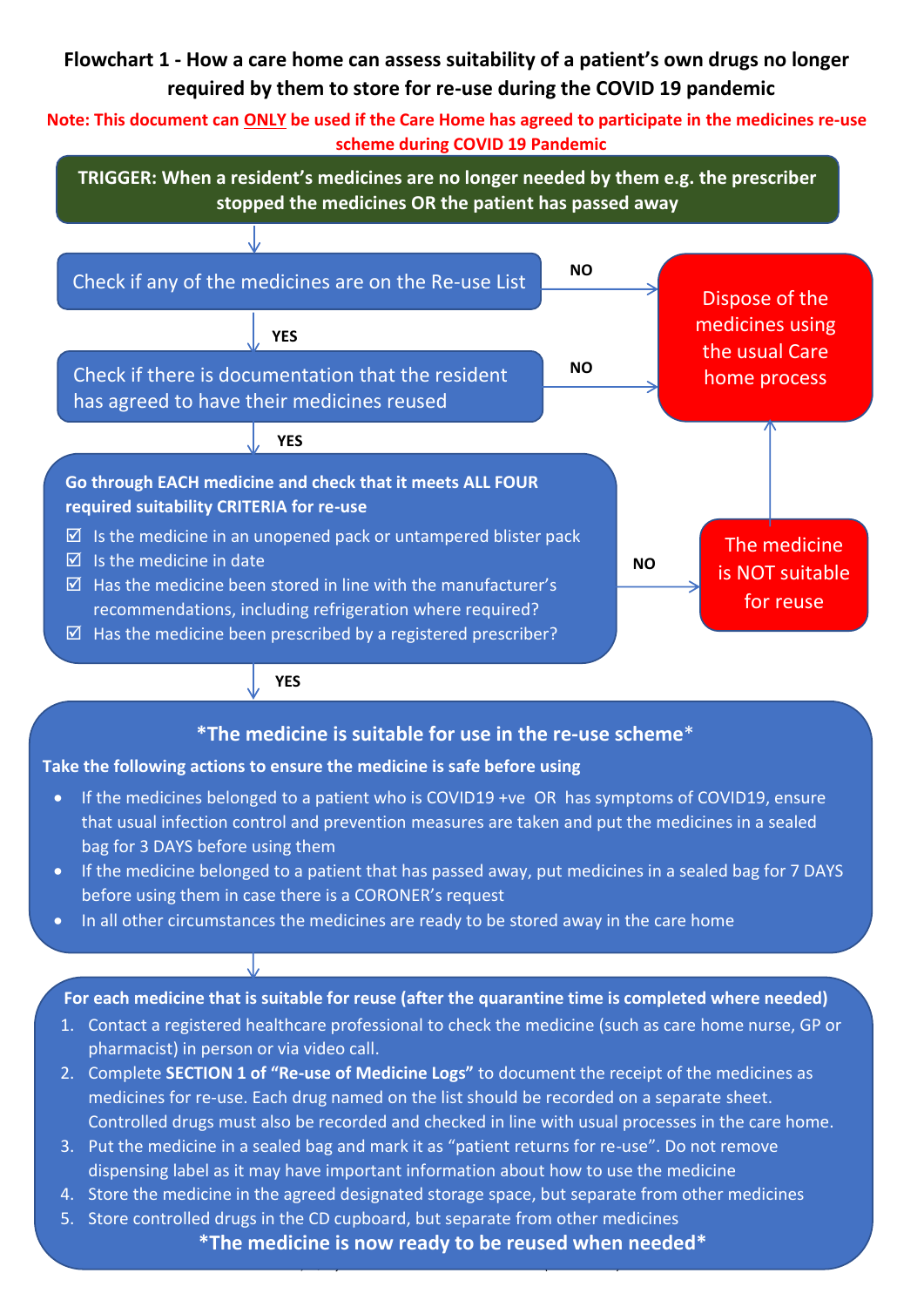# Flowchart 1 - How a care home can assess suitability of a patient's own drugs no longer required by them to store for re-use during the COVID 19 pandemic

**Note: This document can ONLY be used if the Care Home has agreed to participate in the medicines re-use scheme during COVID 19 Pandemic**

**TRIGGER: When a resident's medicines are no longer needed by them e.g. the prescriber stopped the medicines OR the patient has passed away**

↓

Check if any of the medicines are on the Re-use List

- **NO** → Dispose of the medicines using the usual Care home process
- **YES** ↓

Check if there is documentation that the resident has agreed to have their medicines reused

- **NO** → Dispose of the medicines using the usual Care home process
- **YES** ↓

**Go through EACH medicine and check that it meets ALL FOUR required suitability CRITERIA for re-use**

- ☑ Is the medicine in an unopened pack or untampered blister pack
- ☑ Is the medicine in date
- ☑ Has the medicine been stored in line with the manufacturer's recommendations, including refrigeration where required?
- ☑ Has the medicine been prescribed by a registered prescriber?

- **NO** → The medicine is NOT suitable for reuse → Dispose of the medicines using the usual Care home process
- **YES** ↓

## *The medicine is suitable for use in the re-use scheme*

**Take the following actions to ensure the medicine is safe before using**

- If the medicines belonged to a patient who is COVID19 +ve OR has symptoms of COVID19, ensure that usual infection control and prevention measures are taken and put the medicines in a sealed bag for 3 DAYS before using them
- If the medicine belonged to a patient that has passed away, put medicines in a sealed bag for 7 DAYS before using them in case there is a CORONER's request
- In all other circumstances the medicines are ready to be stored away in the care home

↓

**For each medicine that is suitable for reuse (after the quarantine time is completed where needed)**

1. Contact a registered healthcare professional to check the medicine (such as care home nurse, GP or pharmacist) in person or via video call.
2. Complete **SECTION 1 of "Re-use of Medicine Logs"** to document the receipt of the medicines as medicines for re-use. Each drug named on the list should be recorded on a separate sheet. Controlled drugs must also be recorded and checked in line with usual processes in the care home.
3. Put the medicine in a sealed bag and mark it as "patient returns for re-use". Do not remove dispensing label as it may have important information about how to use the medicine
4. Store the medicine in the agreed designated storage space, but separate from other medicines
5. Store controlled drugs in the CD cupboard, but separate from other medicines

**\*The medicine is now ready to be reused when needed\***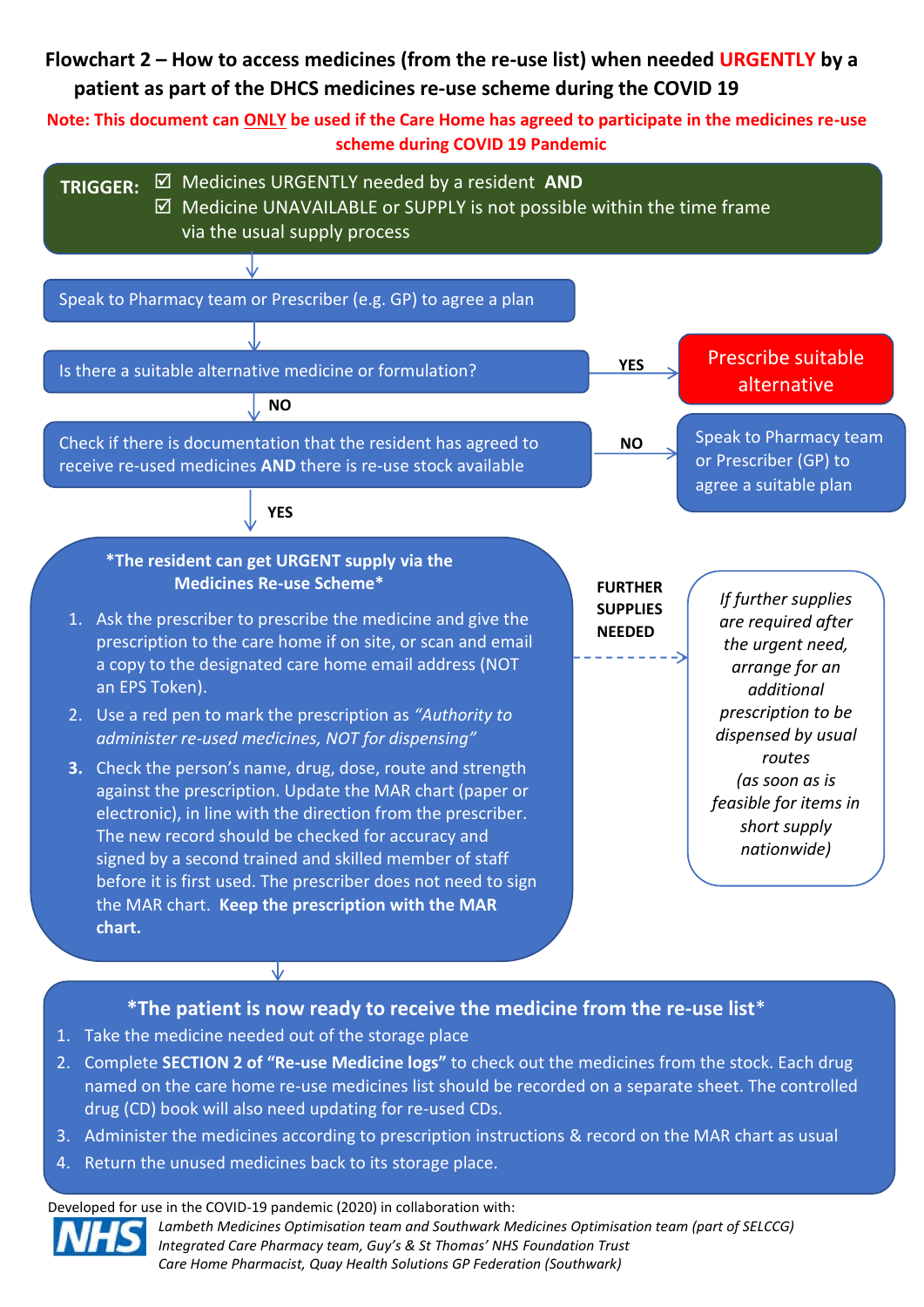# Flowchart 2 – How to access medicines (from the re-use list) when needed URGENTLY by a patient as part of the DHCS medicines re-use scheme during the COVID 19

**Note: This document can ONLY be used if the Care Home has agreed to participate in the medicines re-use scheme during COVID 19 Pandemic**

**TRIGGER:**
- ☑ Medicines URGENTLY needed by a resident **AND**
- ☑ Medicine UNAVAILABLE or SUPPLY is not possible within the time frame via the usual supply process

Speak to Pharmacy team or Prescriber (e.g. GP) to agree a plan

Is there a suitable alternative medicine or formulation?

- **YES** → Prescribe suitable alternative
- **NO** ↓

Check if there is documentation that the resident has agreed to receive re-used medicines **AND** there is re-use stock available

- **NO** → Speak to Pharmacy team or Prescriber (GP) to agree a suitable plan
- **YES** ↓

**\*The resident can get URGENT supply via the Medicines Re-use Scheme\***

1. Ask the prescriber to prescribe the medicine and give the prescription to the care home if on site, or scan and email a copy to the designated care home email address (NOT an EPS Token).
2. Use a red pen to mark the prescription as *"Authority to administer re-used medicines, NOT for dispensing"*
3. Check the person's name, drug, dose, route and strength against the prescription. Update the MAR chart (paper or electronic), in line with the direction from the prescriber. The new record should be checked for accuracy and signed by a second trained and skilled member of staff before it is first used. The prescriber does not need to sign the MAR chart. **Keep the prescription with the MAR chart.**

**FURTHER SUPPLIES NEEDED** → *If further supplies are required after the urgent need, arrange for an additional prescription to be dispensed by usual routes (as soon as is feasible for items in short supply nationwide)*

**\*The patient is now ready to receive the medicine from the re-use list\***

1. Take the medicine needed out of the storage place
2. Complete **SECTION 2 of "Re-use Medicine logs"** to check out the medicines from the stock. Each drug named on the care home re-use medicines list should be recorded on a separate sheet. The controlled drug (CD) book will also need updating for re-used CDs.
3. Administer the medicines according to prescription instructions & record on the MAR chart as usual
4. Return the unused medicines back to its storage place.

Developed for use in the COVID-19 pandemic (2020) in collaboration with:

NHS

*Lambeth Medicines Optimisation team and Southwark Medicines Optimisation team (part of SELCCG)*
*Integrated Care Pharmacy team, Guy's & St Thomas' NHS Foundation Trust*
*Care Home Pharmacist, Quay Health Solutions GP Federation (Southwark)*